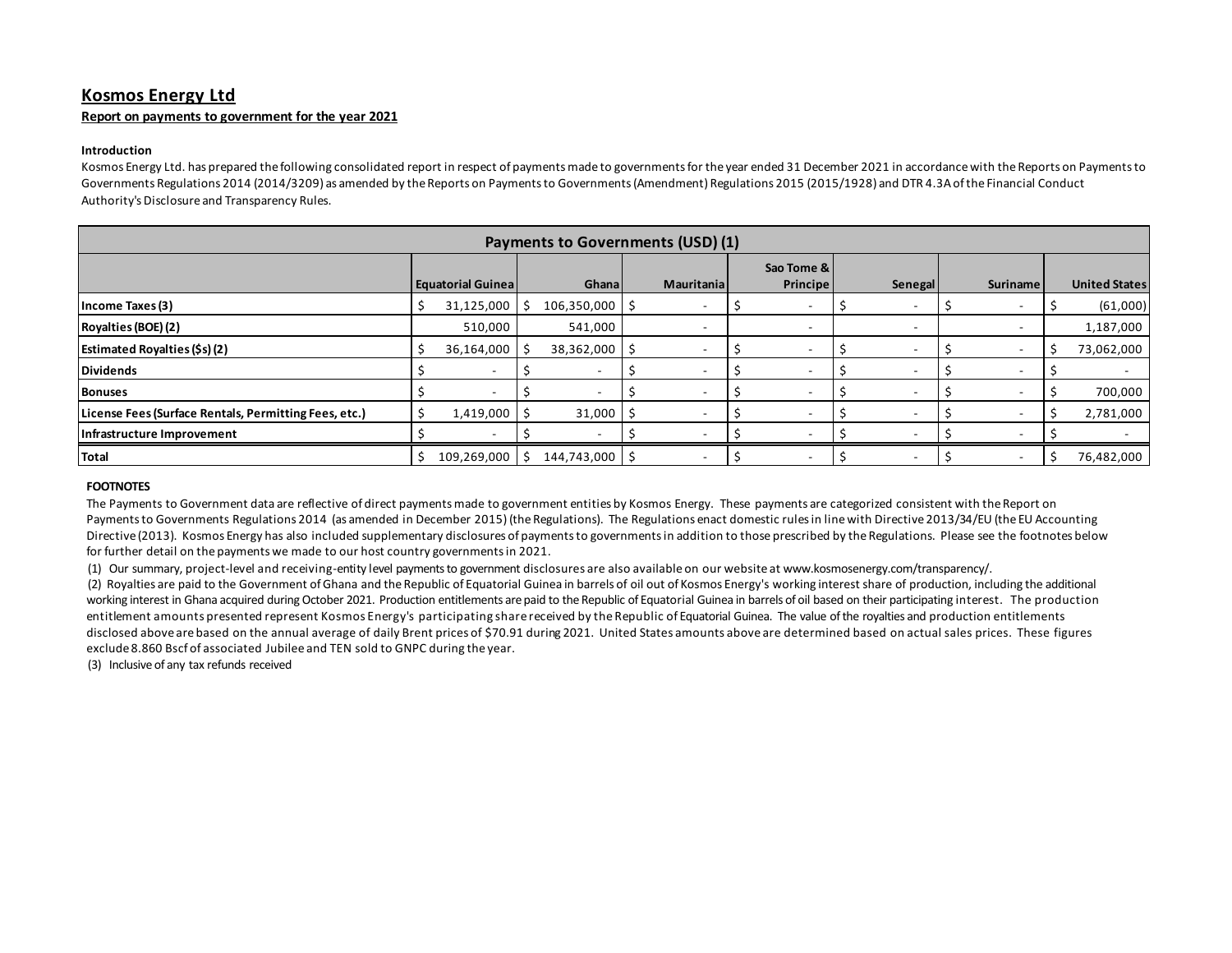# Kosmos Energy Ltd

**Report on payments to government for the year 2021**

**Introduction**

Kosmos Energy Ltd. has prepared the following consolidated report in respect of payments made to governments for the year ended 31 December 2021 in accordance with the Reports on Payments to Governments Regulations 2014 (2014/3209) as amended by the Reports on Payments to Governments (Amendment) Regulations 2015 (2015/1928) and DTR 4.3A of the Financial Conduct Authority's Disclosure and Transparency Rules.

| Payments to Governments (USD) (1) | | | | | | | |
|---|---|---|---|---|---|---|---|
| | **Equatorial Guinea** | **Ghana** | **Mauritania** | **Sao Tome & Principe** | **Senegal** | **Suriname** | **United States** |
| **Income Taxes (3)** | $ 31,125,000 | $ 106,350,000 | $ - | $ - | $ - | $ - | $ (61,000) |
| **Royalties (BOE) (2)** | 510,000 | 541,000 | - | - | - | - | 1,187,000 |
| **Estimated Royalties ($s) (2)** | $ 36,164,000 | $ 38,362,000 | $ - | $ - | $ - | $ - | $ 73,062,000 |
| **Dividends** | $ - | $ - | $ - | $ - | $ - | $ - | $ - |
| **Bonuses** | $ - | $ - | $ - | $ - | $ - | $ - | $ 700,000 |
| **License Fees (Surface Rentals, Permitting Fees, etc.)** | $ 1,419,000 | $ 31,000 | $ - | $ - | $ - | $ - | $ 2,781,000 |
| **Infrastructure Improvement** | $ - | $ - | $ - | $ - | $ - | $ - | $ - |
| **Total** | $ 109,269,000 | $ 144,743,000 | $ - | $ - | $ - | $ - | $ 76,482,000 |

**FOOTNOTES**

The Payments to Government data are reflective of direct payments made to government entities by Kosmos Energy. These payments are categorized consistent with the Report on Payments to Governments Regulations 2014 (as amended in December 2015) (the Regulations). The Regulations enact domestic rules in line with Directive 2013/34/EU (the EU Accounting Directive (2013). Kosmos Energy has also included supplementary disclosures of payments to governments in addition to those prescribed by the Regulations. Please see the footnotes below for further detail on the payments we made to our host country governments in 2021.

(1) Our summary, project-level and receiving-entity level payments to government disclosures are also available on our website at www.kosmosenergy.com/transparency/.

(2) Royalties are paid to the Government of Ghana and the Republic of Equatorial Guinea in barrels of oil out of Kosmos Energy's working interest share of production, including the additional working interest in Ghana acquired during October 2021. Production entitlements are paid to the Republic of Equatorial Guinea in barrels of oil based on their participating interest. The production entitlement amounts presented represent Kosmos Energy's participating share received by the Republic of Equatorial Guinea. The value of the royalties and production entitlements disclosed above are based on the annual average of daily Brent prices of $70.91 during 2021. United States amounts above are determined based on actual sales prices. These figures exclude 8.860 Bscf of associated Jubilee and TEN sold to GNPC during the year.

(3) Inclusive of any tax refunds received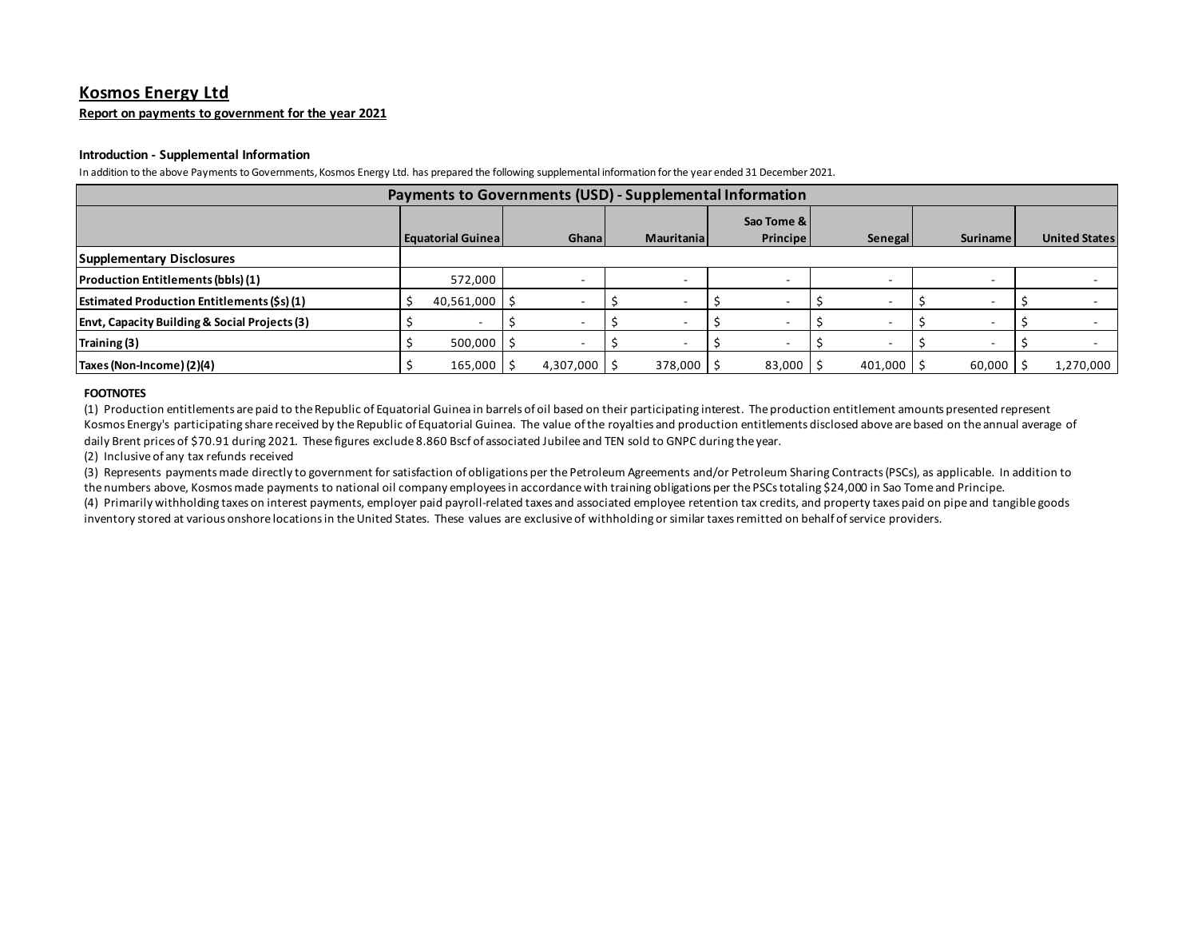# Kosmos Energy Ltd

**Report on payments to government for the year 2021**

### Introduction - Supplemental Information

In addition to the above Payments to Governments, Kosmos Energy Ltd. has prepared the following supplemental information for the year ended 31 December 2021.

| Payments to Governments (USD) - Supplemental Information | | | | | | | |
|---|---|---|---|---|---|---|---|
| | Equatorial Guinea | Ghana | Mauritania | Sao Tome & Principe | Senegal | Suriname | United States |
| **Supplementary Disclosures** | | | | | | | |
| **Production Entitlements (bbls) (1)** | 572,000 | - | - | - | - | - | - |
| **Estimated Production Entitlements ($s) (1)** | $ 40,561,000 | $ - | $ - | $ - | $ - | $ - | $ - |
| **Envt, Capacity Building & Social Projects (3)** | $ - | $ - | $ - | $ - | $ - | $ - | $ - |
| **Training (3)** | $ 500,000 | $ - | $ - | $ - | $ - | $ - | $ - |
| **Taxes (Non-Income) (2)(4)** | $ 165,000 | $ 4,307,000 | $ 378,000 | $ 83,000 | $ 401,000 | $ 60,000 | $ 1,270,000 |

**FOOTNOTES**

(1) Production entitlements are paid to the Republic of Equatorial Guinea in barrels of oil based on their participating interest. The production entitlement amounts presented represent Kosmos Energy's participating share received by the Republic of Equatorial Guinea. The value of the royalties and production entitlements disclosed above are based on the annual average of daily Brent prices of $70.91 during 2021. These figures exclude 8.860 Bscf of associated Jubilee and TEN sold to GNPC during the year.

(2) Inclusive of any tax refunds received

(3) Represents payments made directly to government for satisfaction of obligations per the Petroleum Agreements and/or Petroleum Sharing Contracts (PSCs), as applicable. In addition to the numbers above, Kosmos made payments to national oil company employees in accordance with training obligations per the PSCs totaling $24,000 in Sao Tome and Principe.

(4) Primarily withholding taxes on interest payments, employer paid payroll-related taxes and associated employee retention tax credits, and property taxes paid on pipe and tangible goods inventory stored at various onshore locations in the United States. These values are exclusive of withholding or similar taxes remitted on behalf of service providers.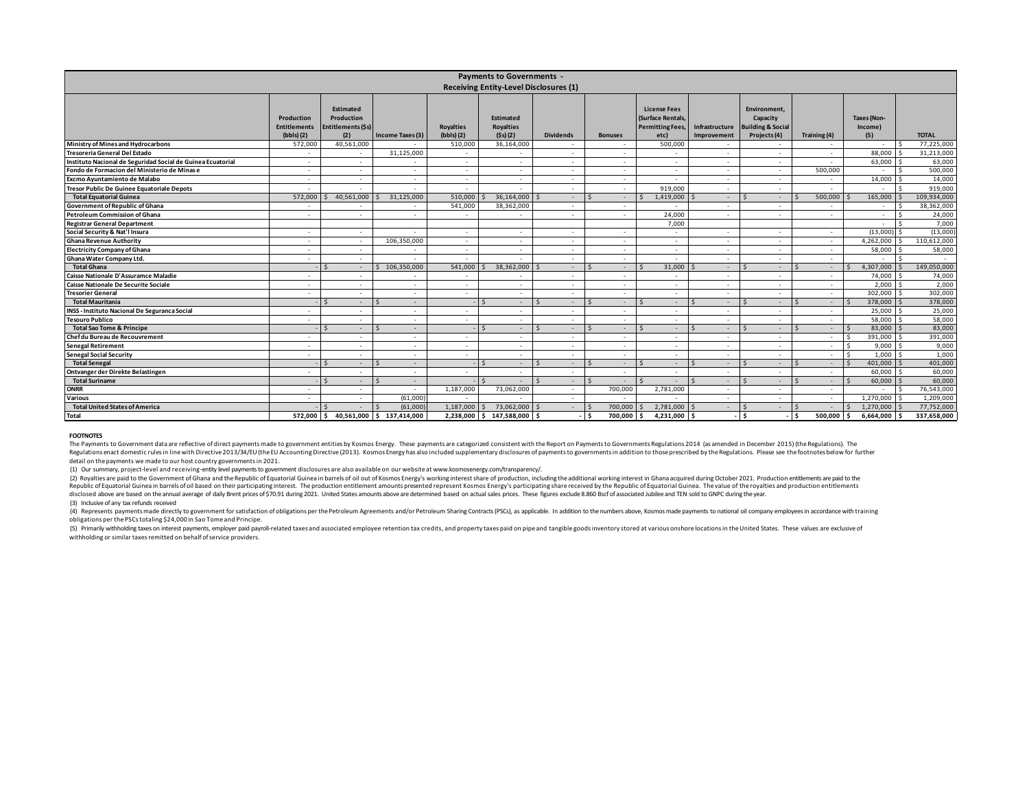# Payments to Governments - Receiving Entity-Level Disclosures (1)

| | Production Entitlements (bbls) (2) | Estimated Production Entitlements ($s) (2) | Income Taxes (3) | Royalties (bbls) (2) | Estimated Royalties ($s) (2) | Dividends | Bonuses | License Fees (Surface Rentals, Permitting Fees, etc) | Infrastructure Improvement | Environment, Capacity Building & Social Projects (4) | Training (4) | Taxes (Non-Income) (5) | TOTAL |
|---|---|---|---|---|---|---|---|---|---|---|---|---|---|
| **Ministry of Mines and Hydrocarbons** | 572,000 | 40,561,000 | - | 510,000 | 36,164,000 | - | - | 500,000 | - | - | - | - | $ 77,225,000 |
| **Tresoreria General Del Estado** | - | - | 31,125,000 | - | - | - | - | - | - | - | - | 88,000 | $ 31,213,000 |
| **Instituto Nacional de Seguridad Social de Guinea Ecuatorial** | - | - | - | - | - | - | - | - | - | - | - | 63,000 | $ 63,000 |
| **Fondo de Formacion del Ministerio de Minas e** | - | - | - | - | - | - | - | - | - | - | 500,000 | - | $ 500,000 |
| **Excmo Ayuntamiento de Malabo** | - | - | - | - | - | - | - | - | - | - | - | 14,000 | $ 14,000 |
| **Tresor Public De Guinee Equatoriale Depots** | - | - | - | - | - | - | - | 919,000 | - | - | - | - | $ 919,000 |
| **Total Equatorial Guinea** | 572,000 | $ 40,561,000 | $ 31,125,000 | 510,000 | $ 36,164,000 | $ - | $ - | $ 1,419,000 | $ - | $ - | $ 500,000 | $ 165,000 | $ 109,934,000 |
| **Government of Republic of Ghana** | - | - | - | 541,000 | 38,362,000 | - | - | - | - | - | - | - | $ 38,362,000 |
| **Petroleum Commission of Ghana** | - | - | - | - | - | - | - | 24,000 | - | - | - | - | $ 24,000 |
| **Registrar General Department** | | | | | | | | 7,000 | | | | - | $ 7,000 |
| **Social Security & Nat'l Insura** | - | - | - | - | - | - | - | - | - | - | - | (13,000) | $ (13,000) |
| **Ghana Revenue Authority** | - | - | 106,350,000 | - | - | - | - | - | - | - | - | 4,262,000 | $ 110,612,000 |
| **Electricity Company of Ghana** | - | - | - | - | - | - | - | - | - | - | - | 58,000 | $ 58,000 |
| **Ghana Water Company Ltd.** | - | - | - | - | - | - | - | - | - | - | - | - | $ - |
| **Total Ghana** | - | $ - | $ 106,350,000 | 541,000 | $ 38,362,000 | $ - | $ - | $ 31,000 | $ - | $ - | $ - | $ 4,307,000 | $ 149,050,000 |
| **Caisse Nationale D'Assuramce Maladie** | - | - | - | - | - | - | - | - | - | - | - | 74,000 | $ 74,000 |
| **Caisse Nationale De Securite Sociale** | - | - | - | - | - | - | - | - | - | - | - | 2,000 | $ 2,000 |
| **Tresorier General** | - | - | - | - | - | - | - | - | - | - | - | 302,000 | $ 302,000 |
| **Total Mauritania** | - | $ - | $ - | - | $ - | $ - | $ - | $ - | $ - | $ - | $ - | $ 378,000 | $ 378,000 |
| **INSS - Instituto Nacional De Seguranca Social** | - | - | - | - | - | - | - | - | - | - | - | 25,000 | $ 25,000 |
| **Tesouro Publico** | - | - | - | - | - | - | - | - | - | - | - | 58,000 | $ 58,000 |
| **Total Sao Tome & Principe** | - | $ - | $ - | - | $ - | $ - | $ - | $ - | $ - | $ - | $ - | $ 83,000 | $ 83,000 |
| **Chef du Bureau de Recouvrement** | - | - | - | - | - | - | - | - | - | - | - | $ 391,000 | $ 391,000 |
| **Senegal Retirement** | - | - | - | - | - | - | - | - | - | - | - | $ 9,000 | $ 9,000 |
| **Senegal Social Security** | - | - | - | - | - | - | - | - | - | - | - | $ 1,000 | $ 1,000 |
| **Total Senegal** | - | $ - | $ - | - | $ - | $ - | $ - | $ - | $ - | $ - | $ - | $ 401,000 | $ 401,000 |
| **Ontvanger der Direkte Belastingen** | - | - | - | - | - | - | - | - | - | - | - | 60,000 | $ 60,000 |
| **Total Suriname** | - | $ - | $ - | - | $ - | $ - | $ - | $ - | $ - | $ - | $ - | $ 60,000 | $ 60,000 |
| **ONRR** | - | - | - | 1,187,000 | 73,062,000 | - | 700,000 | 2,781,000 | - | - | - | - | $ 76,543,000 |
| **Various** | - | - | (61,000) | - | - | - | - | - | - | - | - | 1,270,000 | $ 1,209,000 |
| **Total United States of America** | - | $ - | $ (61,000) | 1,187,000 | $ 73,062,000 | $ - | $ 700,000 | $ 2,781,000 | $ - | $ - | $ - | $ 1,270,000 | $ 77,752,000 |
| **Total** | 572,000 | $ 40,561,000 | $ 137,414,000 | 2,238,000 | $ 147,588,000 | $ - | $ 700,000 | $ 4,231,000 | $ - | $ - | $ 500,000 | $ 6,664,000 | $ 337,658,000 |

**FOOTNOTES**

The Payments to Government data are reflective of direct payments made to government entities by Kosmos Energy. These payments are categorized consistent with the Report on Payments to Governments Regulations 2014 (as amended in December 2015) (the Regulations). The Regulations enact domestic rules in line with Directive 2013/34/EU (the EU Accounting Directive (2013). Kosmos Energy has also included supplementary disclosures of payments to governments in addition to those prescribed by the Regulations. Please see the footnotes below for further detail on the payments we made to our host country governments in 2021.

(1) Our summary, project-level and receiving-entity level payments to government disclosures are also available on our website at www.kosmosenergy.com/transparency/.

(2) Royalties are paid to the Government of Ghana and the Republic of Equatorial Guinea in barrels of oil out of Kosmos Energy's working interest share of production, including the additional working interest in Ghana acquired during October 2021. Production entitlements are paid to the Republic of Equatorial Guinea in barrels of oil based on their participating interest. The production entitlement amounts presented represent Kosmos Energy's participating share received by the Republic of Equatorial Guinea. The value of the royalties and production entitlements disclosed above are based on the annual average of daily Brent prices of $70.91 during 2021. United States amounts above are determined based on actual sales prices. These figures exclude 8.860 Bscf of associated Jubilee and TEN sold to GNPC during the year.

(3) Inclusive of any tax refunds received

(4) Represents payments made directly to government for satisfaction of obligations per the Petroleum Agreements and/or Petroleum Sharing Contracts (PSCs), as applicable. In addition to the numbers above, Kosmos made payments to national oil company employees in accordance with training obligations per the PSCs totaling $24,000 in Sao Tome and Principe.

(5) Primarily withholding taxes on interest payments, employer paid payroll-related taxes and associated employee retention tax credits, and property taxes paid on pipe and tangible goods inventory stored at various onshore locations in the United States. These values are exclusive of withholding or similar taxes remitted on behalf of service providers.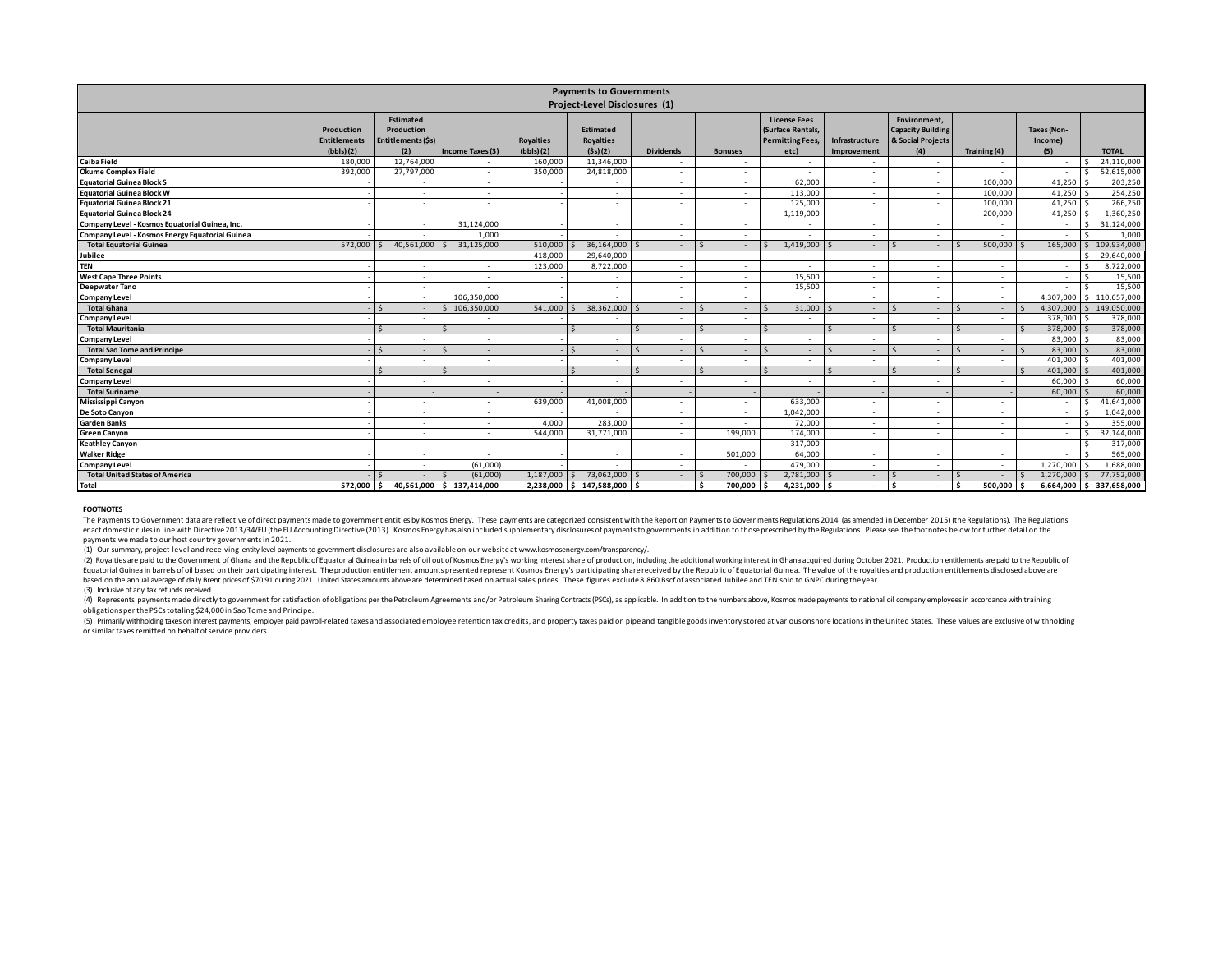## Payments to Governments

### Project-Level Disclosures (1)

| | Production Entitlements (bbls) (2) | Estimated Production Entitlements ($s) (2) | Income Taxes (3) | Royalties (bbls) (2) | Estimated Royalties ($s) (2) | Dividends | Bonuses | License Fees (Surface Rentals, Permitting Fees, etc) | Infrastructure Improvement | Environment, Capacity Building & Social Projects (4) | Training (4) | Taxes (Non-Income) (5) | TOTAL |
|---|---|---|---|---|---|---|---|---|---|---|---|---|---|
| **Ceiba Field** | 180,000 | 12,764,000 | - | 160,000 | 11,346,000 | - | - | - | - | - | - | - | $ 24,110,000 |
| **Okume Complex Field** | 392,000 | 27,797,000 | - | 350,000 | 24,818,000 | - | - | - | - | - | - | - | $ 52,615,000 |
| **Equatorial Guinea Block S** | - | - | - | - | - | - | - | 62,000 | - | - | 100,000 | 41,250 | $ 203,250 |
| **Equatorial Guinea Block W** | - | - | - | - | - | - | - | 113,000 | - | - | 100,000 | 41,250 | $ 254,250 |
| **Equatorial Guinea Block 21** | - | - | - | - | - | - | - | 125,000 | - | - | 100,000 | 41,250 | $ 266,250 |
| **Equatorial Guinea Block 24** | - | - | - | - | - | - | - | 1,119,000 | - | - | 200,000 | 41,250 | $ 1,360,250 |
| **Company Level - Kosmos Equatorial Guinea, Inc.** | - | - | 31,124,000 | - | - | - | - | - | - | - | - | - | $ 31,124,000 |
| **Company Level - Kosmos Energy Equatorial Guinea** | - | - | 1,000 | - | - | - | - | - | - | - | - | - | $ 1,000 |
| **Total Equatorial Guinea** | 572,000 | $ 40,561,000 | $ 31,125,000 | 510,000 | $ 36,164,000 | $ - | $ - | $ 1,419,000 | $ - | $ - | $ 500,000 | $ 165,000 | $ 109,934,000 |
| **Jubilee** | - | - | - | 418,000 | 29,640,000 | - | - | - | - | - | - | - | $ 29,640,000 |
| **TEN** | - | - | - | 123,000 | 8,722,000 | - | - | - | - | - | - | - | $ 8,722,000 |
| **West Cape Three Points** | - | - | - | - | - | - | - | 15,500 | - | - | - | - | $ 15,500 |
| **Deepwater Tano** | - | - | - | - | - | - | - | 15,500 | - | - | - | - | $ 15,500 |
| **Company Level** | - | - | 106,350,000 | - | - | - | - | - | - | - | - | 4,307,000 | $ 110,657,000 |
| **Total Ghana** | - | $ - | $ 106,350,000 | 541,000 | $ 38,362,000 | $ - | $ - | $ 31,000 | $ - | $ - | $ - | $ 4,307,000 | $ 149,050,000 |
| **Company Level** | - | - | - | - | - | - | - | - | - | - | - | 378,000 | $ 378,000 |
| **Total Mauritania** | - | $ - | $ - | - | $ - | $ - | $ - | $ - | $ - | $ - | $ - | $ 378,000 | $ 378,000 |
| **Company Level** | - | - | - | - | - | - | - | - | - | - | - | 83,000 | $ 83,000 |
| **Total Sao Tome and Principe** | - | $ - | $ - | - | $ - | $ - | $ - | $ - | $ - | $ - | $ - | $ 83,000 | $ 83,000 |
| **Company Level** | - | - | - | - | - | - | - | - | - | - | - | 401,000 | $ 401,000 |
| **Total Senegal** | - | $ - | $ - | - | $ - | $ - | $ - | $ - | $ - | $ - | $ - | $ 401,000 | $ 401,000 |
| **Company Level** | - | - | - | - | - | - | - | - | - | - | - | 60,000 | $ 60,000 |
| **Total Suriname** | - | - | - | - | - | - | - | - | - | - | - | 60,000 | $ 60,000 |
| **Mississippi Canyon** | - | - | - | 639,000 | 41,008,000 | - | - | 633,000 | - | - | - | - | $ 41,641,000 |
| **De Soto Canyon** | - | - | - | - | - | - | - | 1,042,000 | - | - | - | - | $ 1,042,000 |
| **Garden Banks** | - | - | - | 4,000 | 283,000 | - | - | 72,000 | - | - | - | - | $ 355,000 |
| **Green Canyon** | - | - | - | 544,000 | 31,771,000 | - | 199,000 | 174,000 | - | - | - | - | $ 32,144,000 |
| **Keathley Canyon** | - | - | - | - | - | - | - | 317,000 | - | - | - | - | $ 317,000 |
| **Walker Ridge** | - | - | - | - | - | - | 501,000 | 64,000 | - | - | - | - | $ 565,000 |
| **Company Level** | - | - | (61,000) | - | - | - | - | 479,000 | - | - | - | 1,270,000 | $ 1,688,000 |
| **Total United States of America** | - | $ - | $ (61,000) | 1,187,000 | $ 73,062,000 | $ - | $ 700,000 | $ 2,781,000 | $ - | $ - | $ - | $ 1,270,000 | $ 77,752,000 |
| **Total** | **572,000** | **$ 40,561,000** | **$ 137,414,000** | **2,238,000** | **$ 147,588,000** | **$ -** | **$ 700,000** | **$ 4,231,000** | **$ -** | **$ -** | **$ 500,000** | **$ 6,664,000** | **$ 337,658,000** |

**FOOTNOTES**

The Payments to Government data are reflective of direct payments made to government entities by Kosmos Energy. These payments are categorized consistent with the Report on Payments to Governments Regulations 2014 (as amended in December 2015) (the Regulations). The Regulations enact domestic rules in line with Directive 2013/34/EU (the EU Accounting Directive (2013). Kosmos Energy has also included supplementary disclosures of payments to governments in addition to those prescribed by the Regulations. Please see the footnotes below for further detail on the payments we made to our host country governments in 2021.

(1) Our summary, project-level and receiving-entity level payments to government disclosures are also available on our website at www.kosmosenergy.com/transparency/.

(2) Royalties are paid to the Government of Ghana and the Republic of Equatorial Guinea in barrels of oil out of Kosmos Energy's working interest share of production, including the additional working interest in Ghana acquired during October 2021. Production entitlements are paid to the Republic of Equatorial Guinea in barrels of oil based on their participating interest. The production entitlement amounts presented represent Kosmos Energy's participating share received by the Republic of Equatorial Guinea. The value of the royalties and production entitlements disclosed above are based on the annual average of daily Brent prices of $70.91 during 2021. United States amounts above are determined based on actual sales prices. These figures exclude 8.860 Bscf of associated Jubilee and TEN sold to GNPC during the year.

(3) Inclusive of any tax refunds received

(4) Represents payments made directly to government for satisfaction of obligations per the Petroleum Agreements and/or Petroleum Sharing Contracts (PSCs), as applicable. In addition to the numbers above, Kosmos made payments to national oil company employees in accordance with training obligations per the PSCs totaling $24,000 in Sao Tome and Principe.

(5) Primarily withholding taxes on interest payments, employer paid payroll-related taxes and associated employee retention tax credits, and property taxes paid on pipe and tangible goods inventory stored at various onshore locations in the United States. These values are exclusive of withholding or similar taxes remitted on behalf of service providers.